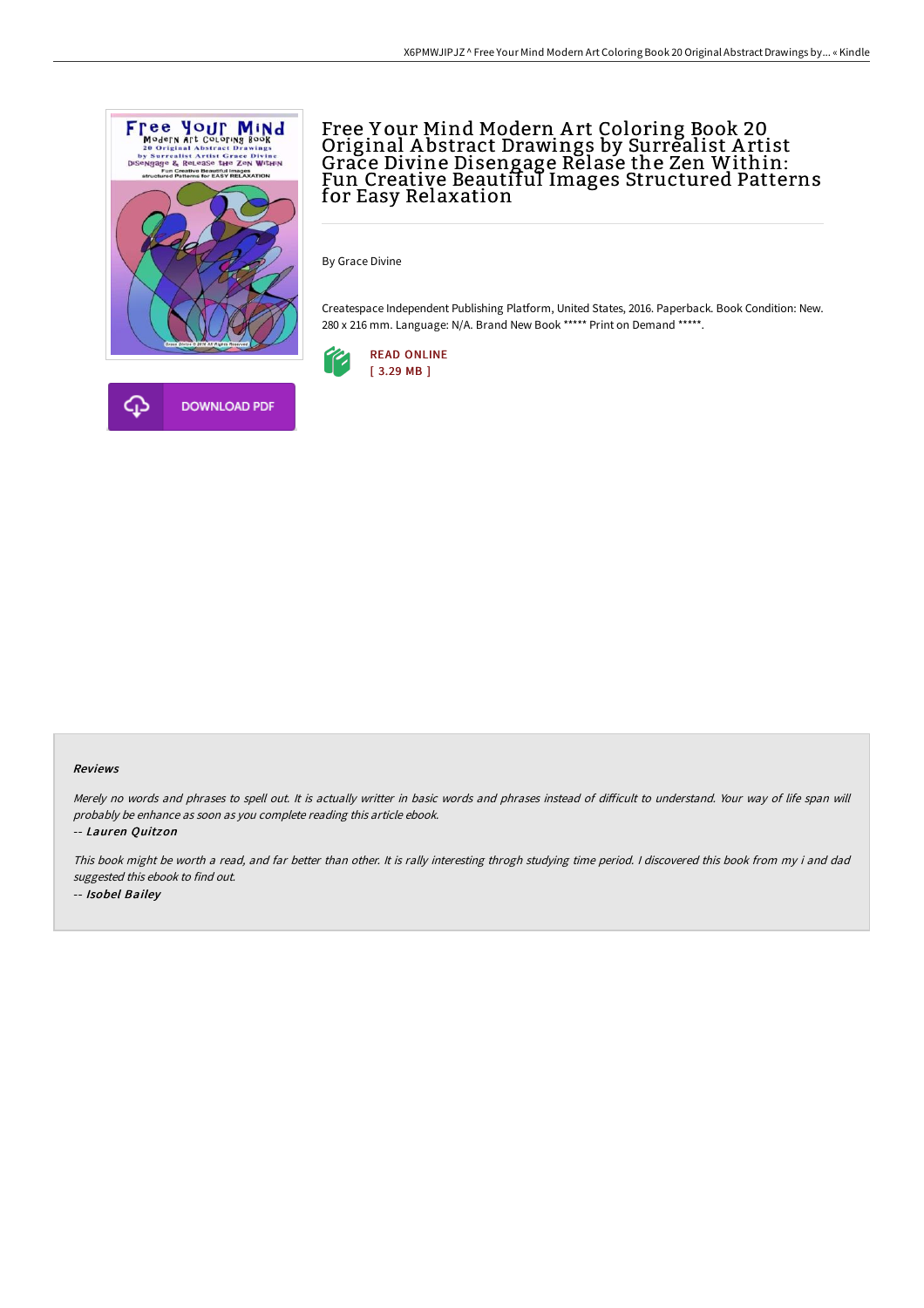# Free Your Mind Modern Art Coloring Book 20 Original Abstract Drawings by Surrealist Artist Grace Divine Disengage Relase the Zen Within: Fun Creative Beautiful Images Structured Patterns for Easy Relaxation

By Grace Divine

Createspace Independent Publishing Platform, United States, 2016. Paperback. Book Condition: New. 280 x 216 mm. Language: N/A. Brand New Book ***** Print on Demand *****.

READ ONLINE
[ 3.29 MB ]

DOWNLOAD PDF

### Reviews

*Merely no words and phrases to spell out. It is actually writter in basic words and phrases instead of difficult to understand. Your way of life span will probably be enhance as soon as you complete reading this article ebook.*

*-- Lauren Quitzon*

*This book might be worth a read, and far better than other. It is rally interesting throgh studying time period. I discovered this book from my i and dad suggested this ebook to find out.*

*-- Isobel Bailey*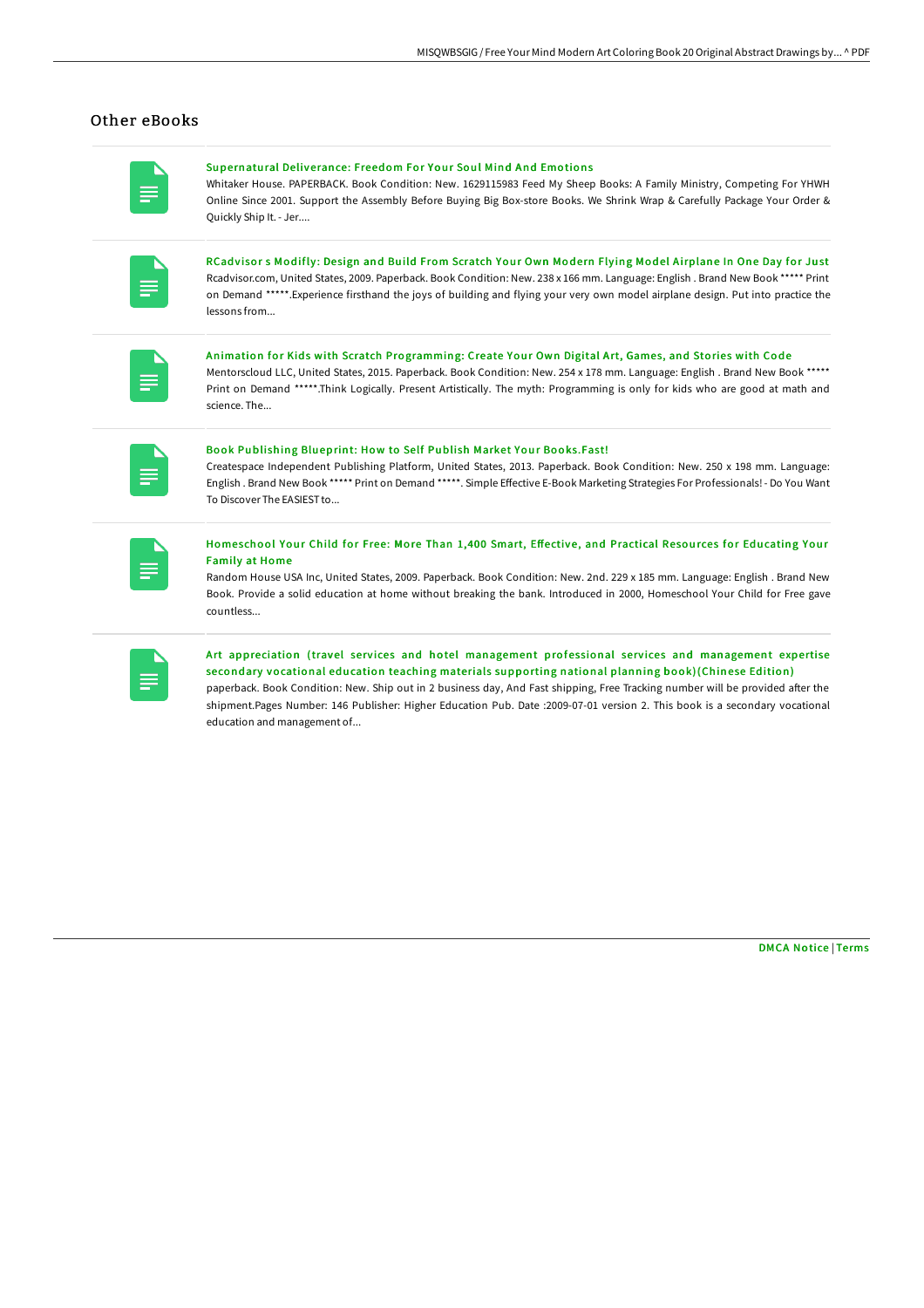## Other eBooks

### Supernatural Deliverance: Freedom For Your Soul Mind And Emotions

Whitaker House. PAPERBACK. Book Condition: New. 1629115983 Feed My Sheep Books: A Family Ministry, Competing For YHWH Online Since 2001. Support the Assembly Before Buying Big Box-store Books. We Shrink Wrap & Carefully Package Your Order & Quickly Ship It. - Jer....

### RCadvisor s Modifly: Design and Build From Scratch Your Own Modern Flying Model Airplane In One Day for Just

Rcadvisor.com, United States, 2009. Paperback. Book Condition: New. 238 x 166 mm. Language: English . Brand New Book ***** Print on Demand *****.Experience firsthand the joys of building and flying your very own model airplane design. Put into practice the lessons from...

### Animation for Kids with Scratch Programming: Create Your Own Digital Art, Games, and Stories with Code

Mentorscloud LLC, United States, 2015. Paperback. Book Condition: New. 254 x 178 mm. Language: English . Brand New Book ***** Print on Demand *****.Think Logically. Present Artistically. The myth: Programming is only for kids who are good at math and science. The...

### Book Publishing Blueprint: How to Self Publish Market Your Books.Fast!

Createspace Independent Publishing Platform, United States, 2013. Paperback. Book Condition: New. 250 x 198 mm. Language: English . Brand New Book ***** Print on Demand *****. Simple Effective E-Book Marketing Strategies For Professionals! - Do You Want To Discover The EASIEST to...

### Homeschool Your Child for Free: More Than 1,400 Smart, Effective, and Practical Resources for Educating Your Family at Home

Random House USA Inc, United States, 2009. Paperback. Book Condition: New. 2nd. 229 x 185 mm. Language: English . Brand New Book. Provide a solid education at home without breaking the bank. Introduced in 2000, Homeschool Your Child for Free gave countless...

### Art appreciation (travel services and hotel management professional services and management expertise secondary vocational education teaching materials supporting national planning book)(Chinese Edition)

paperback. Book Condition: New. Ship out in 2 business day, And Fast shipping, Free Tracking number will be provided after the shipment.Pages Number: 146 Publisher: Higher Education Pub. Date :2009-07-01 version 2. This book is a secondary vocational education and management of...